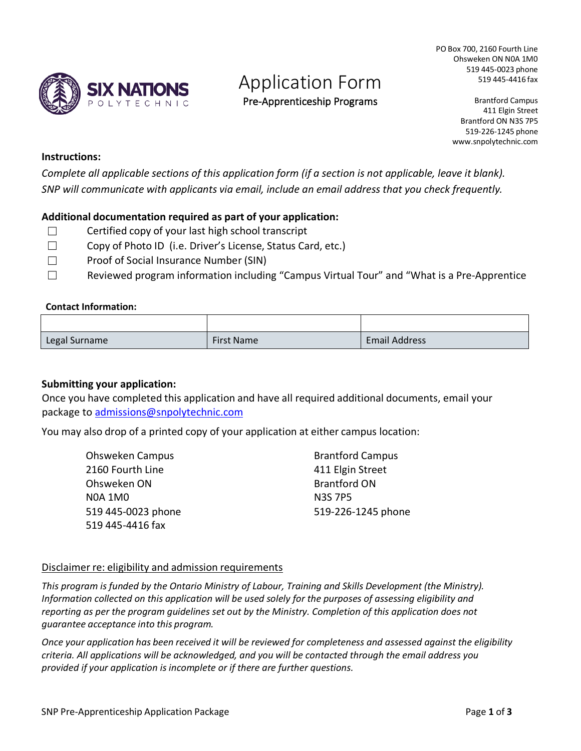PO Box 700, 2160 Fourth Line
Ohsweken ON N0A 1M0
519 445-0023 phone
519 445-4416 fax

Brantford Campus
411 Elgin Street
Brantford ON N3S 7P5
519-226-1245 phone
www.snpolytechnic.com

SIX NATIONS POLYTECHNIC

# Application Form

## Pre-Apprenticeship Programs

**Instructions:**

*Complete all applicable sections of this application form (if a section is not applicable, leave it blank).*
*SNP will communicate with applicants via email, include an email address that you check frequently.*

**Additional documentation required as part of your application:**

- ☐ Certified copy of your last high school transcript
- ☐ Copy of Photo ID (i.e. Driver's License, Status Card, etc.)
- ☐ Proof of Social Insurance Number (SIN)
- ☐ Reviewed program information including "Campus Virtual Tour" and "What is a Pre-Apprentice

**Contact Information:**

| | | |
|---|---|---|
| Legal Surname | First Name | Email Address |

**Submitting your application:**

Once you have completed this application and have all required additional documents, email your package to admissions@snpolytechnic.com

You may also drop of a printed copy of your application at either campus location:

Ohsweken Campus
2160 Fourth Line
Ohsweken ON
N0A 1M0
519 445-0023 phone
519 445-4416 fax

Brantford Campus
411 Elgin Street
Brantford ON
N3S 7P5
519-226-1245 phone

Disclaimer re: eligibility and admission requirements

*This program is funded by the Ontario Ministry of Labour, Training and Skills Development (the Ministry). Information collected on this application will be used solely for the purposes of assessing eligibility and reporting as per the program guidelines set out by the Ministry. Completion of this application does not guarantee acceptance into this program.*

*Once your application has been received it will be reviewed for completeness and assessed against the eligibility criteria. All applications will be acknowledged, and you will be contacted through the email address you provided if your application is incomplete or if there are further questions.*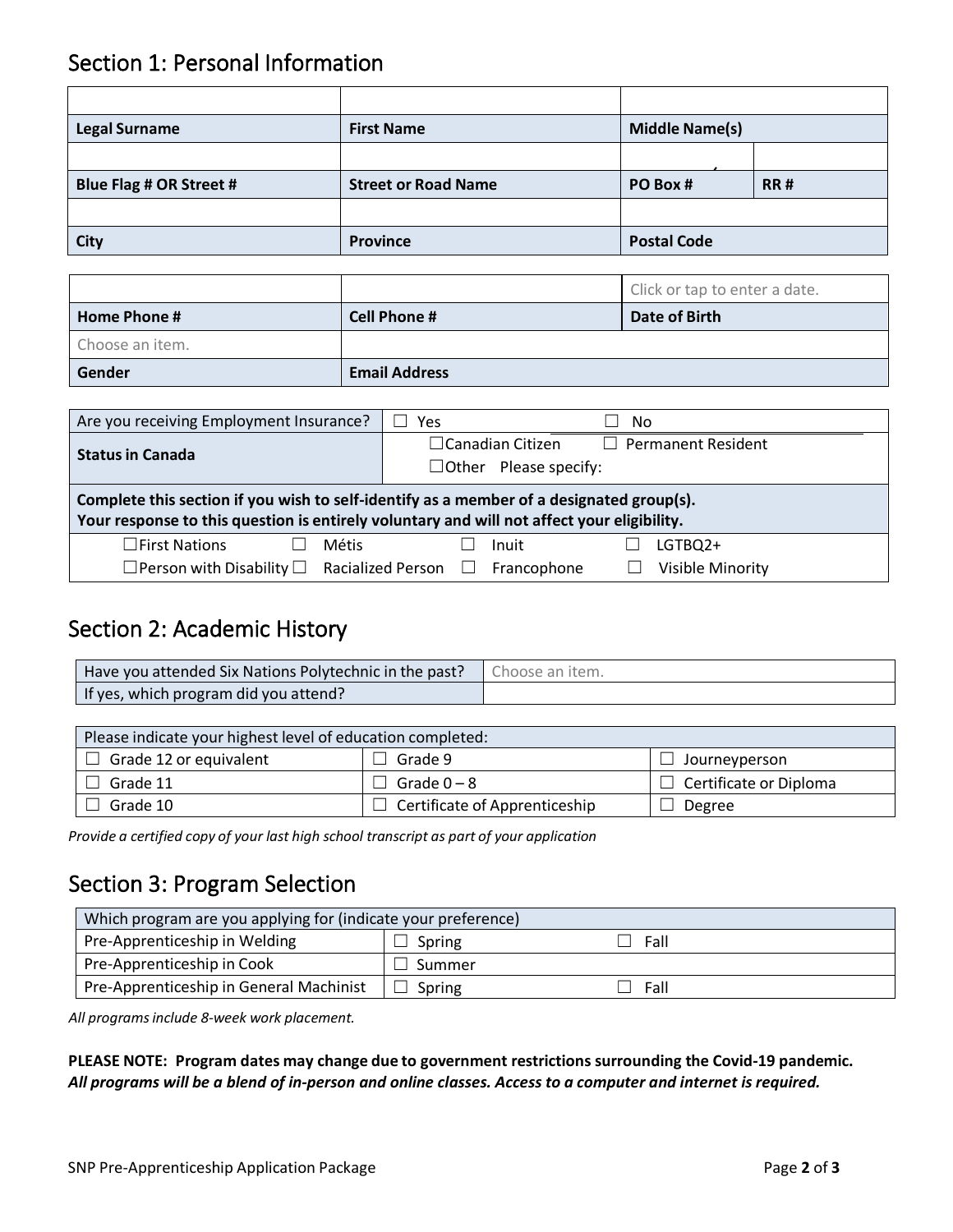## Section 1: Personal Information

| | | | |
|---|---|---|---|
| **Legal Surname** | **First Name** | **Middle Name(s)** | |
| | | | |
| **Blue Flag # OR Street #** | **Street or Road Name** | **PO Box #** | **RR #** |
| | | | |
| **City** | **Province** | **Postal Code** | |

| | | |
|---|---|---|
| | | Click or tap to enter a date. |
| **Home Phone #** | **Cell Phone #** | **Date of Birth** |
| Choose an item. | | |
| **Gender** | **Email Address** | |

| | | |
|---|---|---|
| Are you receiving Employment Insurance? | ☐ Yes | ☐ No |
| **Status in Canada** | ☐Canadian Citizen<br>☐Other Please specify: | ☐ Permanent Resident |

**Complete this section if you wish to self-identify as a member of a designated group(s).**
**Your response to this question is entirely voluntary and will not affect your eligibility.**

| | | | |
|---|---|---|---|
| ☐First Nations | ☐ Métis | ☐ Inuit | ☐ LGTBQ2+ |
| ☐Person with Disability | ☐ Racialized Person | ☐ Francophone | ☐ Visible Minority |

## Section 2: Academic History

| | |
|---|---|
| Have you attended Six Nations Polytechnic in the past? | Choose an item. |
| If yes, which program did you attend? | |

| Please indicate your highest level of education completed: | | |
|---|---|---|
| ☐ Grade 12 or equivalent | ☐ Grade 9 | ☐ Journeyperson |
| ☐ Grade 11 | ☐ Grade 0 – 8 | ☐ Certificate or Diploma |
| ☐ Grade 10 | ☐ Certificate of Apprenticeship | ☐ Degree |

*Provide a certified copy of your last high school transcript as part of your application*

## Section 3: Program Selection

| Which program are you applying for (indicate your preference) | | |
|---|---|---|
| Pre-Apprenticeship in Welding | ☐ Spring | ☐ Fall |
| Pre-Apprenticeship in Cook | ☐ Summer | |
| Pre-Apprenticeship in General Machinist | ☐ Spring | ☐ Fall |

*All programs include 8-week work placement.*

**PLEASE NOTE: Program dates may change due to government restrictions surrounding the Covid-19 pandemic.** ***All programs will be a blend of in-person and online classes. Access to a computer and internet is required.***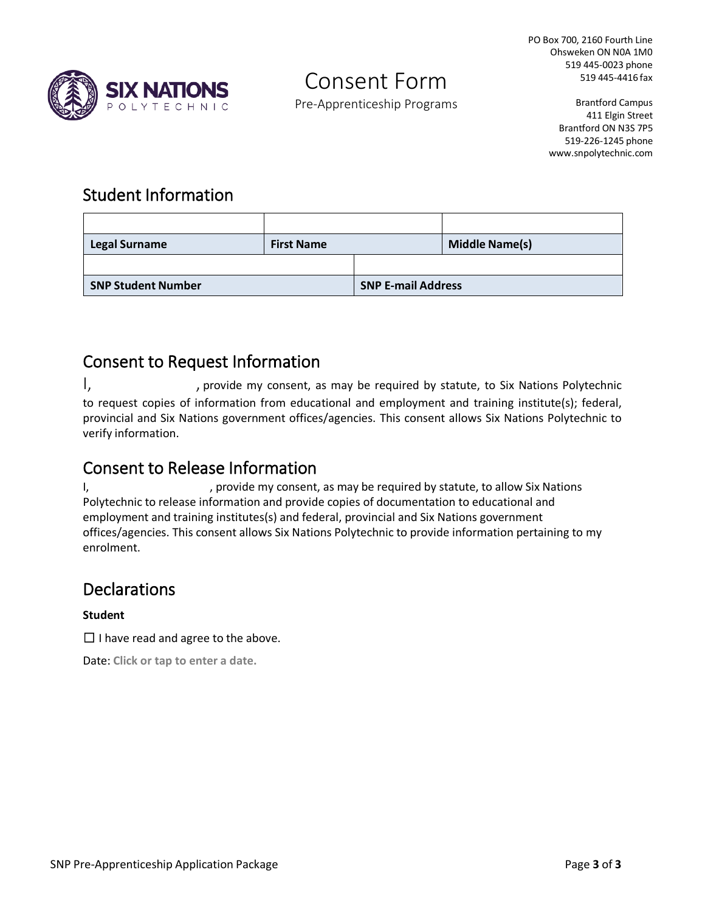SIX NATIONS POLYTECHNIC

# Consent Form

Pre-Apprenticeship Programs

PO Box 700, 2160 Fourth Line
Ohsweken ON N0A 1M0
519 445-0023 phone
519 445-4416 fax

Brantford Campus
411 Elgin Street
Brantford ON N3S 7P5
519-226-1245 phone
www.snpolytechnic.com

## Student Information

| | | |
|---|---|---|
| | | |
| **Legal Surname** | **First Name** | **Middle Name(s)** |
| | | |
| **SNP Student Number** | **SNP E-mail Address** | |

## Consent to Request Information

I, , provide my consent, as may be required by statute, to Six Nations Polytechnic to request copies of information from educational and employment and training institute(s); federal, provincial and Six Nations government offices/agencies. This consent allows Six Nations Polytechnic to verify information.

## Consent to Release Information

I, , provide my consent, as may be required by statute, to allow Six Nations Polytechnic to release information and provide copies of documentation to educational and employment and training institutes(s) and federal, provincial and Six Nations government offices/agencies. This consent allows Six Nations Polytechnic to provide information pertaining to my enrolment.

## Declarations

**Student**

☐ I have read and agree to the above.

Date: **Click or tap to enter a date.**